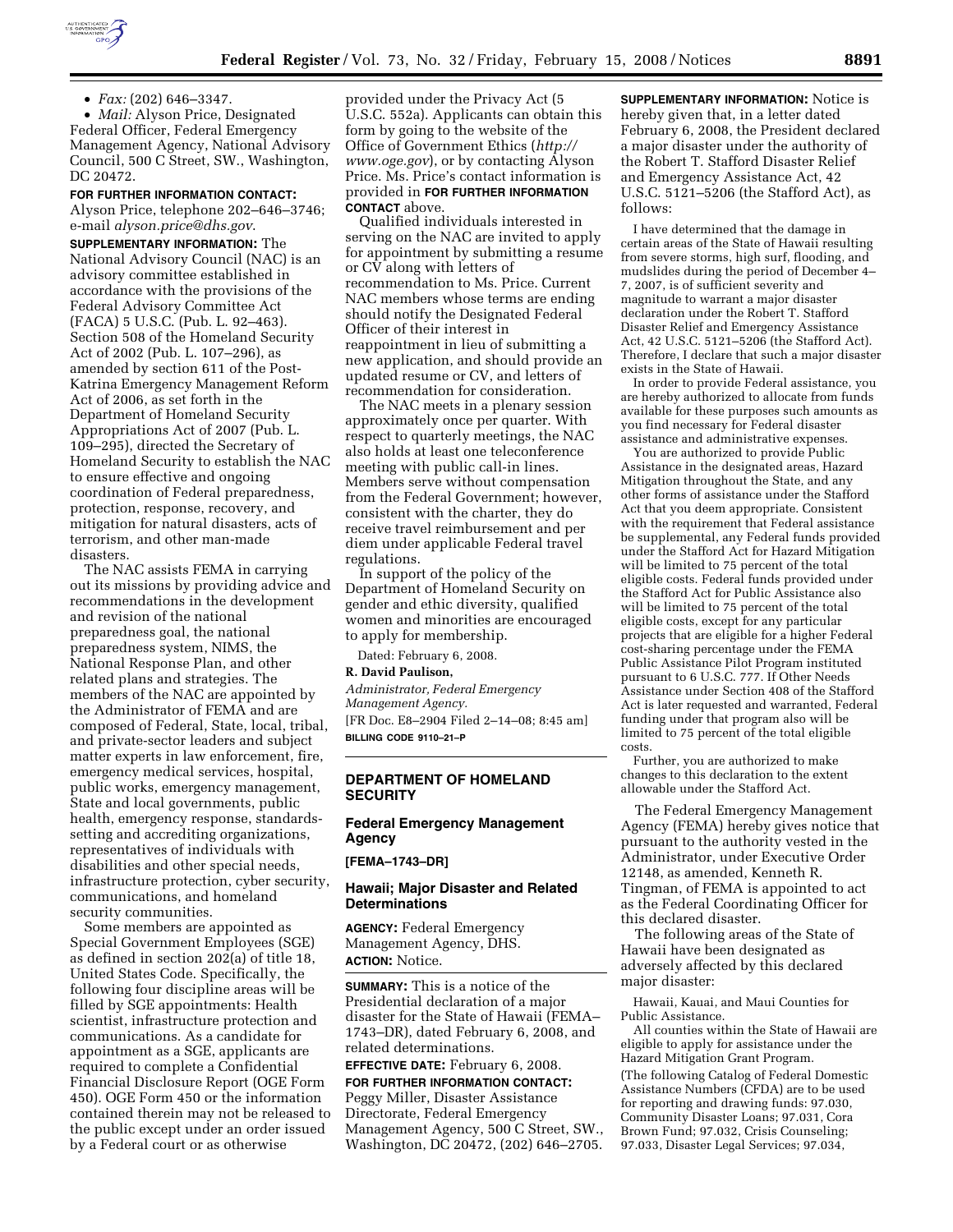- *Fax:* (202) 646–3347.
- *Mail:* Alyson Price, Designated Federal Officer, Federal Emergency Management Agency, National Advisory Council, 500 C Street, SW., Washington, DC 20472.

**FOR FURTHER INFORMATION CONTACT:** Alyson Price, telephone 202–646–3746; e-mail *alyson.price@dhs.gov*.

**SUPPLEMENTARY INFORMATION:** The National Advisory Council (NAC) is an advisory committee established in accordance with the provisions of the Federal Advisory Committee Act (FACA) 5 U.S.C. (Pub. L. 92–463). Section 508 of the Homeland Security Act of 2002 (Pub. L. 107–296), as amended by section 611 of the Post-Katrina Emergency Management Reform Act of 2006, as set forth in the Department of Homeland Security Appropriations Act of 2007 (Pub. L. 109–295), directed the Secretary of Homeland Security to establish the NAC to ensure effective and ongoing coordination of Federal preparedness, protection, response, recovery, and mitigation for natural disasters, acts of terrorism, and other man-made disasters.

The NAC assists FEMA in carrying out its missions by providing advice and recommendations in the development and revision of the national preparedness goal, the national preparedness system, NIMS, the National Response Plan, and other related plans and strategies. The members of the NAC are appointed by the Administrator of FEMA and are composed of Federal, State, local, tribal, and private-sector leaders and subject matter experts in law enforcement, fire, emergency medical services, hospital, public works, emergency management, State and local governments, public health, emergency response, standards-setting and accrediting organizations, representatives of individuals with disabilities and other special needs, infrastructure protection, cyber security, communications, and homeland security communities.

Some members are appointed as Special Government Employees (SGE) as defined in section 202(a) of title 18, United States Code. Specifically, the following four discipline areas will be filled by SGE appointments: Health scientist, infrastructure protection and communications. As a candidate for appointment as a SGE, applicants are required to complete a Confidential Financial Disclosure Report (OGE Form 450). OGE Form 450 or the information contained therein may not be released to the public except under an order issued by a Federal court or as otherwise provided under the Privacy Act (5 U.S.C. 552a). Applicants can obtain this form by going to the website of the Office of Government Ethics (*http://www.oge.gov*), or by contacting Alyson Price. Ms. Price's contact information is provided in **FOR FURTHER INFORMATION CONTACT** above.

Qualified individuals interested in serving on the NAC are invited to apply for appointment by submitting a resume or CV along with letters of recommendation to Ms. Price. Current NAC members whose terms are ending should notify the Designated Federal Officer of their interest in reappointment in lieu of submitting a new application, and should provide an updated resume or CV, and letters of recommendation for consideration.

The NAC meets in a plenary session approximately once per quarter. With respect to quarterly meetings, the NAC also holds at least one teleconference meeting with public call-in lines. Members serve without compensation from the Federal Government; however, consistent with the charter, they do receive travel reimbursement and per diem under applicable Federal travel regulations.

In support of the policy of the Department of Homeland Security on gender and ethic diversity, qualified women and minorities are encouraged to apply for membership.

Dated: February 6, 2008.

**R. David Paulison,**

*Administrator, Federal Emergency Management Agency.*

[FR Doc. E8–2904 Filed 2–14–08; 8:45 am]

**BILLING CODE 9110–21–P**

## DEPARTMENT OF HOMELAND SECURITY

### Federal Emergency Management Agency

**[FEMA–1743–DR]**

### Hawaii; Major Disaster and Related Determinations

**AGENCY:** Federal Emergency Management Agency, DHS.

**ACTION:** Notice.

**SUMMARY:** This is a notice of the Presidential declaration of a major disaster for the State of Hawaii (FEMA–1743–DR), dated February 6, 2008, and related determinations.

**EFFECTIVE DATE:** February 6, 2008.

**FOR FURTHER INFORMATION CONTACT:** Peggy Miller, Disaster Assistance Directorate, Federal Emergency Management Agency, 500 C Street, SW., Washington, DC 20472, (202) 646–2705.

**SUPPLEMENTARY INFORMATION:** Notice is hereby given that, in a letter dated February 6, 2008, the President declared a major disaster under the authority of the Robert T. Stafford Disaster Relief and Emergency Assistance Act, 42 U.S.C. 5121–5206 (the Stafford Act), as follows:

I have determined that the damage in certain areas of the State of Hawaii resulting from severe storms, high surf, flooding, and mudslides during the period of December 4–7, 2007, is of sufficient severity and magnitude to warrant a major disaster declaration under the Robert T. Stafford Disaster Relief and Emergency Assistance Act, 42 U.S.C. 5121–5206 (the Stafford Act). Therefore, I declare that such a major disaster exists in the State of Hawaii.

In order to provide Federal assistance, you are hereby authorized to allocate from funds available for these purposes such amounts as you find necessary for Federal disaster assistance and administrative expenses.

You are authorized to provide Public Assistance in the designated areas, Hazard Mitigation throughout the State, and any other forms of assistance under the Stafford Act that you deem appropriate. Consistent with the requirement that Federal assistance be supplemental, any Federal funds provided under the Stafford Act for Hazard Mitigation will be limited to 75 percent of the total eligible costs. Federal funds provided under the Stafford Act for Public Assistance also will be limited to 75 percent of the total eligible costs, except for any particular projects that are eligible for a higher Federal cost-sharing percentage under the FEMA Public Assistance Pilot Program instituted pursuant to 6 U.S.C. 777. If Other Needs Assistance under Section 408 of the Stafford Act is later requested and warranted, Federal funding under that program also will be limited to 75 percent of the total eligible costs.

Further, you are authorized to make changes to this declaration to the extent allowable under the Stafford Act.

The Federal Emergency Management Agency (FEMA) hereby gives notice that pursuant to the authority vested in the Administrator, under Executive Order 12148, as amended, Kenneth R. Tingman, of FEMA is appointed to act as the Federal Coordinating Officer for this declared disaster.

The following areas of the State of Hawaii have been designated as adversely affected by this declared major disaster:

Hawaii, Kauai, and Maui Counties for Public Assistance.

All counties within the State of Hawaii are eligible to apply for assistance under the Hazard Mitigation Grant Program.

(The following Catalog of Federal Domestic Assistance Numbers (CFDA) are to be used for reporting and drawing funds: 97.030, Community Disaster Loans; 97.031, Cora Brown Fund; 97.032, Crisis Counseling; 97.033, Disaster Legal Services; 97.034,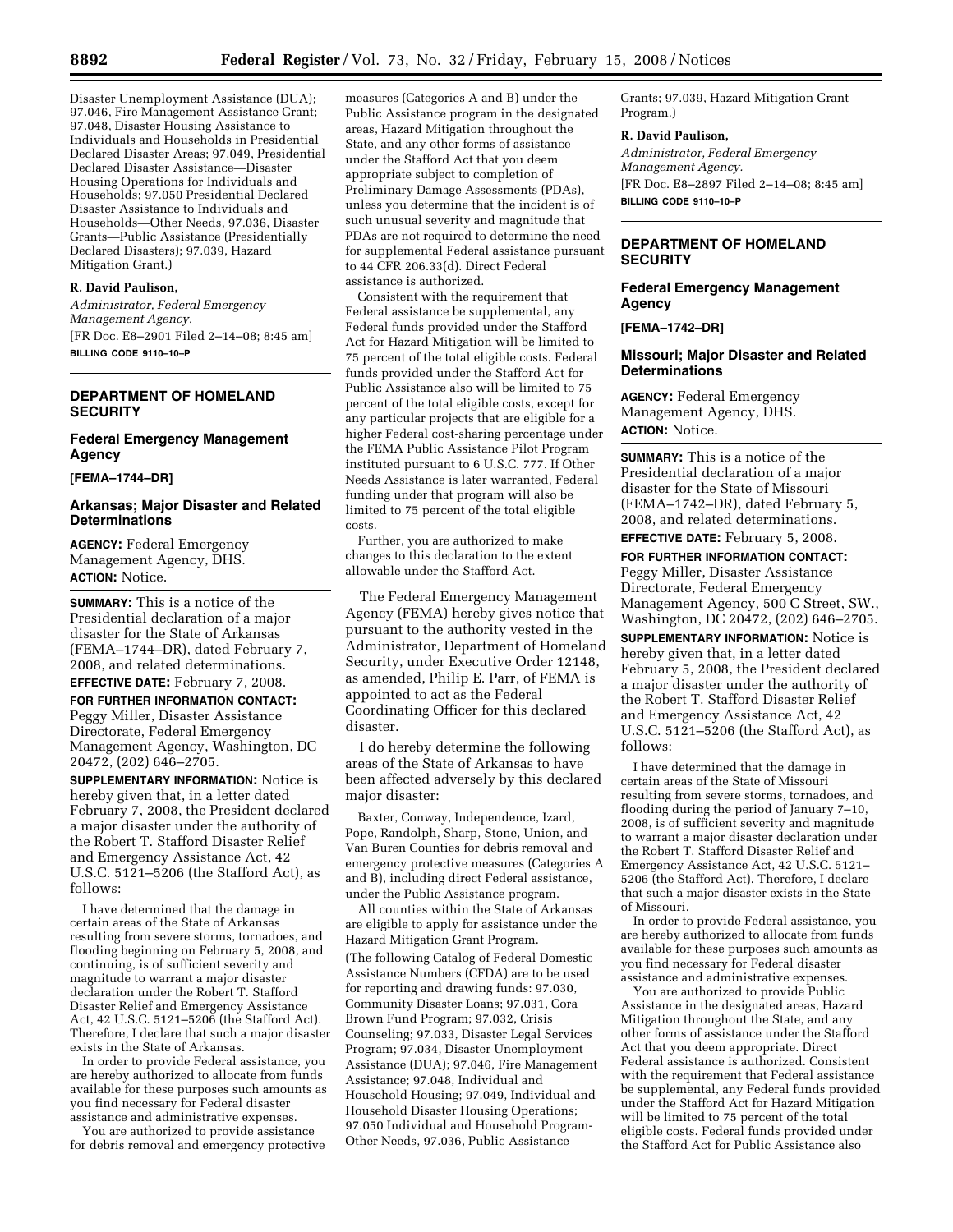Disaster Unemployment Assistance (DUA); 97.046, Fire Management Assistance Grant; 97.048, Disaster Housing Assistance to Individuals and Households in Presidential Declared Disaster Areas; 97.049, Presidential Declared Disaster Assistance—Disaster Housing Operations for Individuals and Households; 97.050 Presidential Declared Disaster Assistance to Individuals and Households—Other Needs, 97.036, Disaster Grants—Public Assistance (Presidentially Declared Disasters); 97.039, Hazard Mitigation Grant.)

**R. David Paulison,**

*Administrator, Federal Emergency Management Agency.*

[FR Doc. E8–2901 Filed 2–14–08; 8:45 am]

**BILLING CODE 9110–10–P**

## DEPARTMENT OF HOMELAND SECURITY

### Federal Emergency Management Agency

**[FEMA–1744–DR]**

### Arkansas; Major Disaster and Related Determinations

**AGENCY:** Federal Emergency Management Agency, DHS.

**ACTION:** Notice.

**SUMMARY:** This is a notice of the Presidential declaration of a major disaster for the State of Arkansas (FEMA–1744–DR), dated February 7, 2008, and related determinations.

**EFFECTIVE DATE:** February 7, 2008.

**FOR FURTHER INFORMATION CONTACT:** Peggy Miller, Disaster Assistance Directorate, Federal Emergency Management Agency, Washington, DC 20472, (202) 646–2705.

**SUPPLEMENTARY INFORMATION:** Notice is hereby given that, in a letter dated February 7, 2008, the President declared a major disaster under the authority of the Robert T. Stafford Disaster Relief and Emergency Assistance Act, 42 U.S.C. 5121–5206 (the Stafford Act), as follows:

I have determined that the damage in certain areas of the State of Arkansas resulting from severe storms, tornadoes, and flooding beginning on February 5, 2008, and continuing, is of sufficient severity and magnitude to warrant a major disaster declaration under the Robert T. Stafford Disaster Relief and Emergency Assistance Act, 42 U.S.C. 5121–5206 (the Stafford Act). Therefore, I declare that such a major disaster exists in the State of Arkansas.

In order to provide Federal assistance, you are hereby authorized to allocate from funds available for these purposes such amounts as you find necessary for Federal disaster assistance and administrative expenses.

You are authorized to provide assistance for debris removal and emergency protective measures (Categories A and B) under the Public Assistance program in the designated areas, Hazard Mitigation throughout the State, and any other forms of assistance under the Stafford Act that you deem appropriate subject to completion of Preliminary Damage Assessments (PDAs), unless you determine that the incident is of such unusual severity and magnitude that PDAs are not required to determine the need for supplemental Federal assistance pursuant to 44 CFR 206.33(d). Direct Federal assistance is authorized.

Consistent with the requirement that Federal assistance be supplemental, any Federal funds provided under the Stafford Act for Hazard Mitigation will be limited to 75 percent of the total eligible costs. Federal funds provided under the Stafford Act for Public Assistance also will be limited to 75 percent of the total eligible costs, except for any particular projects that are eligible for a higher Federal cost-sharing percentage under the FEMA Public Assistance Pilot Program instituted pursuant to 6 U.S.C. 777. If Other Needs Assistance is later warranted, Federal funding under that program will also be limited to 75 percent of the total eligible costs.

Further, you are authorized to make changes to this declaration to the extent allowable under the Stafford Act.

The Federal Emergency Management Agency (FEMA) hereby gives notice that pursuant to the authority vested in the Administrator, Department of Homeland Security, under Executive Order 12148, as amended, Philip E. Parr, of FEMA is appointed to act as the Federal Coordinating Officer for this declared disaster.

I do hereby determine the following areas of the State of Arkansas to have been affected adversely by this declared major disaster:

Baxter, Conway, Independence, Izard, Pope, Randolph, Sharp, Stone, Union, and Van Buren Counties for debris removal and emergency protective measures (Categories A and B), including direct Federal assistance, under the Public Assistance program.

All counties within the State of Arkansas are eligible to apply for assistance under the Hazard Mitigation Grant Program.

(The following Catalog of Federal Domestic Assistance Numbers (CFDA) are to be used for reporting and drawing funds: 97.030, Community Disaster Loans; 97.031, Cora Brown Fund Program; 97.032, Crisis Counseling; 97.033, Disaster Legal Services Program; 97.034, Disaster Unemployment Assistance (DUA); 97.046, Fire Management Assistance; 97.048, Individual and Household Housing; 97.049, Individual and Household Disaster Housing Operations; 97.050 Individual and Household Program-Other Needs, 97.036, Public Assistance Grants; 97.039, Hazard Mitigation Grant Program.)

**R. David Paulison,**

*Administrator, Federal Emergency Management Agency.*

[FR Doc. E8–2897 Filed 2–14–08; 8:45 am]

**BILLING CODE 9110–10–P**

## DEPARTMENT OF HOMELAND SECURITY

### Federal Emergency Management Agency

**[FEMA–1742–DR]**

### Missouri; Major Disaster and Related Determinations

**AGENCY:** Federal Emergency Management Agency, DHS.

**ACTION:** Notice.

**SUMMARY:** This is a notice of the Presidential declaration of a major disaster for the State of Missouri (FEMA–1742–DR), dated February 5, 2008, and related determinations.

**EFFECTIVE DATE:** February 5, 2008.

**FOR FURTHER INFORMATION CONTACT:** Peggy Miller, Disaster Assistance Directorate, Federal Emergency Management Agency, 500 C Street, SW., Washington, DC 20472, (202) 646–2705.

**SUPPLEMENTARY INFORMATION:** Notice is hereby given that, in a letter dated February 5, 2008, the President declared a major disaster under the authority of the Robert T. Stafford Disaster Relief and Emergency Assistance Act, 42 U.S.C. 5121–5206 (the Stafford Act), as follows:

I have determined that the damage in certain areas of the State of Missouri resulting from severe storms, tornadoes, and flooding during the period of January 7–10, 2008, is of sufficient severity and magnitude to warrant a major disaster declaration under the Robert T. Stafford Disaster Relief and Emergency Assistance Act, 42 U.S.C. 5121–5206 (the Stafford Act). Therefore, I declare that such a major disaster exists in the State of Missouri.

In order to provide Federal assistance, you are hereby authorized to allocate from funds available for these purposes such amounts as you find necessary for Federal disaster assistance and administrative expenses.

You are authorized to provide Public Assistance in the designated areas, Hazard Mitigation throughout the State, and any other forms of assistance under the Stafford Act that you deem appropriate. Direct Federal assistance is authorized. Consistent with the requirement that Federal assistance be supplemental, any Federal funds provided under the Stafford Act for Hazard Mitigation will be limited to 75 percent of the total eligible costs. Federal funds provided under the Stafford Act for Public Assistance also